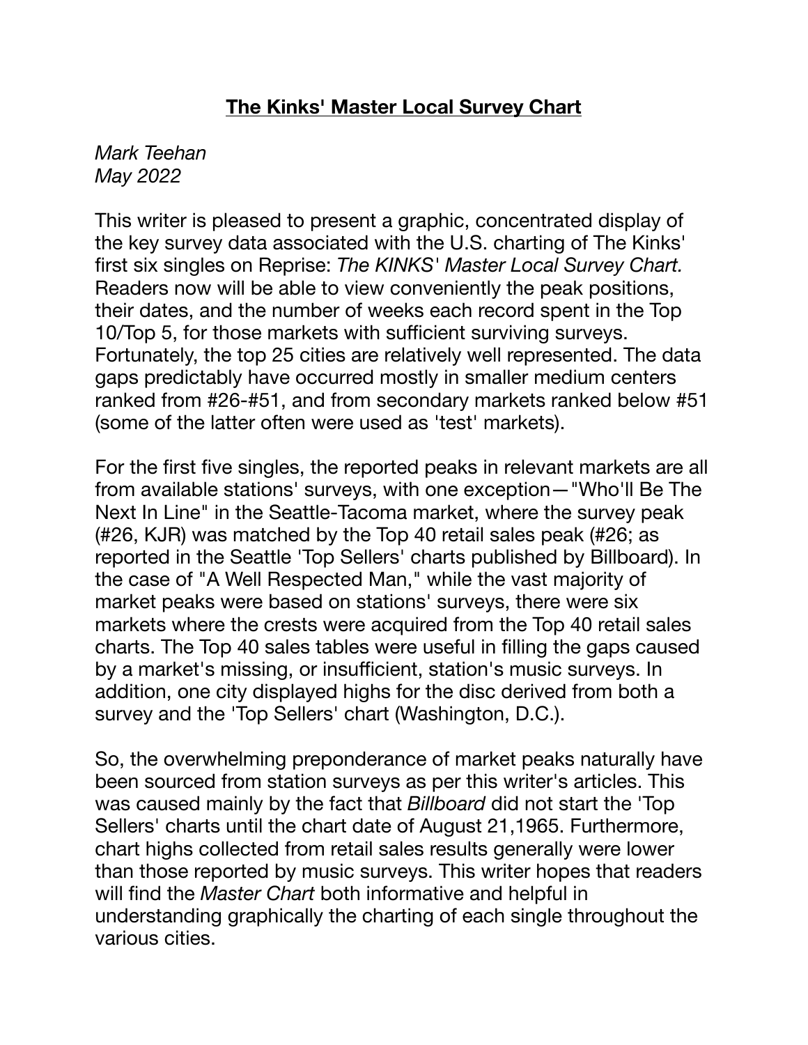# **The Kinks' Master Local Survey Chart**

*Mark Teehan*
*May 2022*

This writer is pleased to present a graphic, concentrated display of the key survey data associated with the U.S. charting of The Kinks' first six singles on Reprise: *The KINKS' Master Local Survey Chart.* Readers now will be able to view conveniently the peak positions, their dates, and the number of weeks each record spent in the Top 10/Top 5, for those markets with sufficient surviving surveys. Fortunately, the top 25 cities are relatively well represented. The data gaps predictably have occurred mostly in smaller medium centers ranked from #26-#51, and from secondary markets ranked below #51 (some of the latter often were used as 'test' markets).

For the first five singles, the reported peaks in relevant markets are all from available stations' surveys, with one exception—"Who'll Be The Next In Line" in the Seattle-Tacoma market, where the survey peak (#26, KJR) was matched by the Top 40 retail sales peak (#26; as reported in the Seattle 'Top Sellers' charts published by Billboard). In the case of "A Well Respected Man," while the vast majority of market peaks were based on stations' surveys, there were six markets where the crests were acquired from the Top 40 retail sales charts. The Top 40 sales tables were useful in filling the gaps caused by a market's missing, or insufficient, station's music surveys. In addition, one city displayed highs for the disc derived from both a survey and the 'Top Sellers' chart (Washington, D.C.).

So, the overwhelming preponderance of market peaks naturally have been sourced from station surveys as per this writer's articles. This was caused mainly by the fact that *Billboard* did not start the 'Top Sellers' charts until the chart date of August 21,1965. Furthermore, chart highs collected from retail sales results generally were lower than those reported by music surveys. This writer hopes that readers will find the *Master Chart* both informative and helpful in understanding graphically the charting of each single throughout the various cities.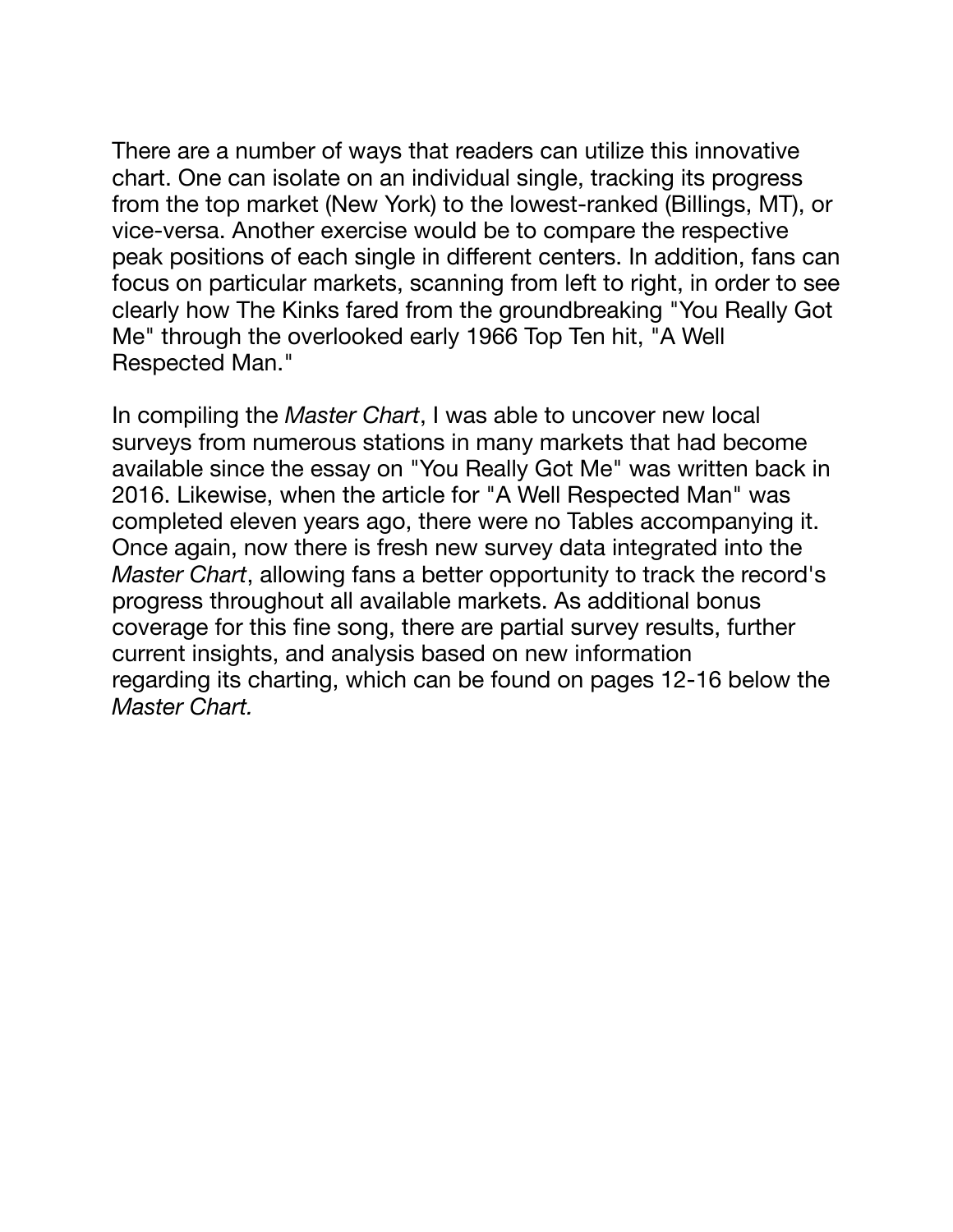There are a number of ways that readers can utilize this innovative chart. One can isolate on an individual single, tracking its progress from the top market (New York) to the lowest-ranked (Billings, MT), or vice-versa. Another exercise would be to compare the respective peak positions of each single in different centers. In addition, fans can focus on particular markets, scanning from left to right, in order to see clearly how The Kinks fared from the groundbreaking "You Really Got Me" through the overlooked early 1966 Top Ten hit, "A Well Respected Man."

In compiling the *Master Chart*, I was able to uncover new local surveys from numerous stations in many markets that had become available since the essay on "You Really Got Me" was written back in 2016. Likewise, when the article for "A Well Respected Man" was completed eleven years ago, there were no Tables accompanying it. Once again, now there is fresh new survey data integrated into the *Master Chart*, allowing fans a better opportunity to track the record's progress throughout all available markets. As additional bonus coverage for this fine song, there are partial survey results, further current insights, and analysis based on new information regarding its charting, which can be found on pages 12-16 below the *Master Chart.*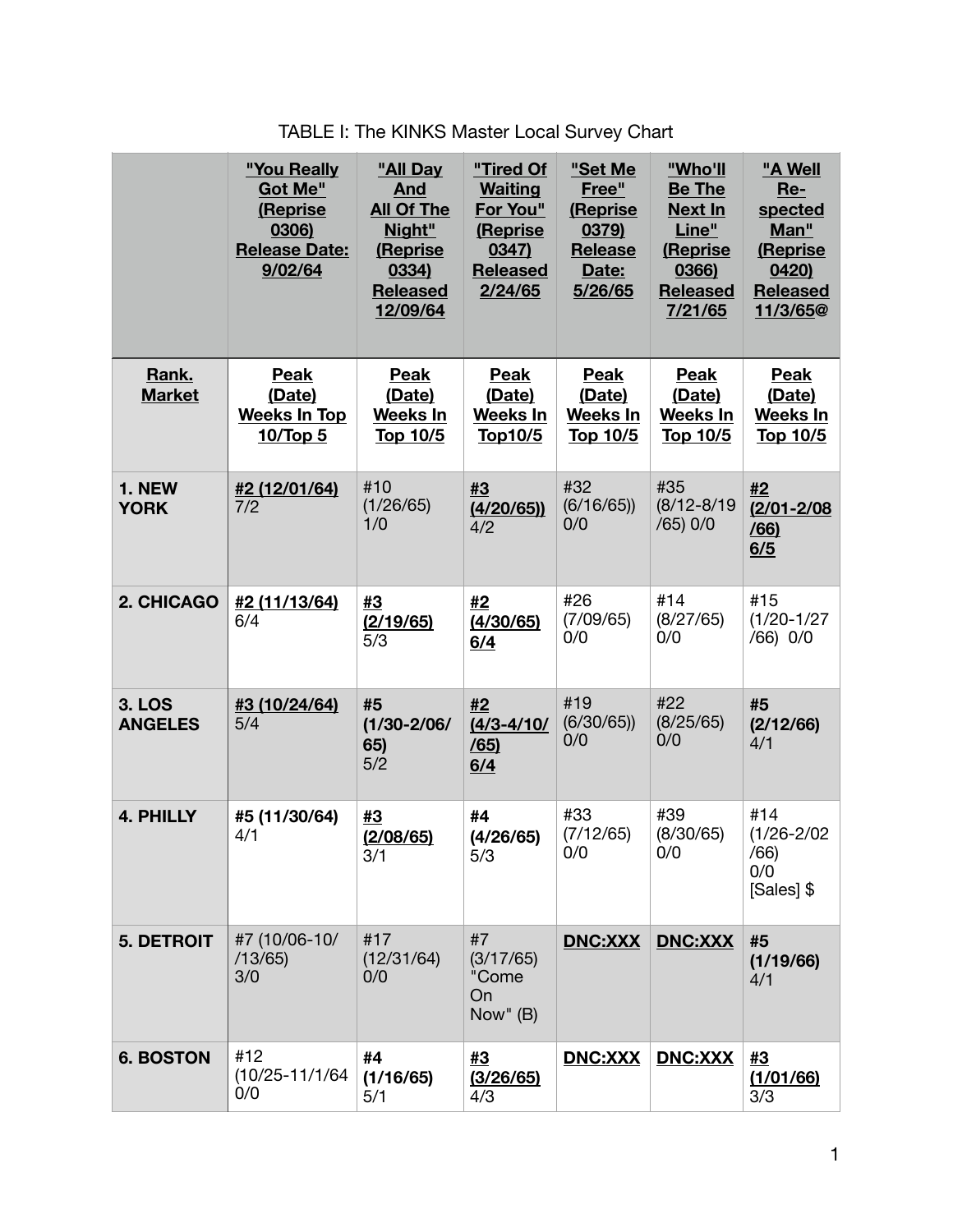TABLE I: The KINKS Master Local Survey Chart

| | **"You Really Got Me" (Reprise 0306) Release Date: 9/02/64** | **"All Day And All Of The Night" (Reprise 0334) Released 12/09/64** | **"Tired Of Waiting For You" (Reprise 0347) Released 2/24/65** | **"Set Me Free" (Reprise 0379) Release Date: 5/26/65** | **"Who'll Be The Next In Line" (Reprise 0366) Released 7/21/65** | **"A Well Re-spected Man" (Reprise 0420) Released 11/3/65@** |
|---|---|---|---|---|---|---|
| **Rank. Market** | **Peak (Date) Weeks In Top 10/Top 5** | **Peak (Date) Weeks In Top 10/5** | **Peak (Date) Weeks In Top10/5** | **Peak (Date) Weeks In Top 10/5** | **Peak (Date) Weeks In Top 10/5** | **Peak (Date) Weeks In Top 10/5** |
| **1. NEW YORK** | **#2 (12/01/64)** 7/2 | #10 (1/26/65) 1/0 | **#3 (4/20/65))** 4/2 | #32 (6/16/65)) 0/0 | #35 (8/12-8/19/65) 0/0 | **#2 (2/01-2/08/66) 6/5** |
| **2. CHICAGO** | **#2 (11/13/64)** 6/4 | **#3 (2/19/65)** 5/3 | **#2 (4/30/65) 6/4** | #26 (7/09/65) 0/0 | #14 (8/27/65) 0/0 | #15 (1/20-1/27/66) 0/0 |
| **3. LOS ANGELES** | **#3 (10/24/64)** 5/4 | **#5 (1/30-2/06/65)** 5/2 | **#2 (4/3-4/10/65) 6/4** | #19 (6/30/65)) 0/0 | #22 (8/25/65) 0/0 | **#5 (2/12/66)** 4/1 |
| **4. PHILLY** | **#5 (11/30/64)** 4/1 | **#3 (2/08/65)** 3/1 | **#4 (4/26/65)** 5/3 | #33 (7/12/65) 0/0 | #39 (8/30/65) 0/0 | #14 (1/26-2/02/66) 0/0 [Sales] $ |
| **5. DETROIT** | #7 (10/06-10//13/65) 3/0 | #17 (12/31/64) 0/0 | #7 (3/17/65) "Come On Now" (B) | **DNC:XXX** | **DNC:XXX** | **#5 (1/19/66)** 4/1 |
| **6. BOSTON** | #12 (10/25-11/1/64 0/0 | **#4 (1/16/65)** 5/1 | **#3 (3/26/65)** 4/3 | **DNC:XXX** | **DNC:XXX** | **#3 (1/01/66)** 3/3 |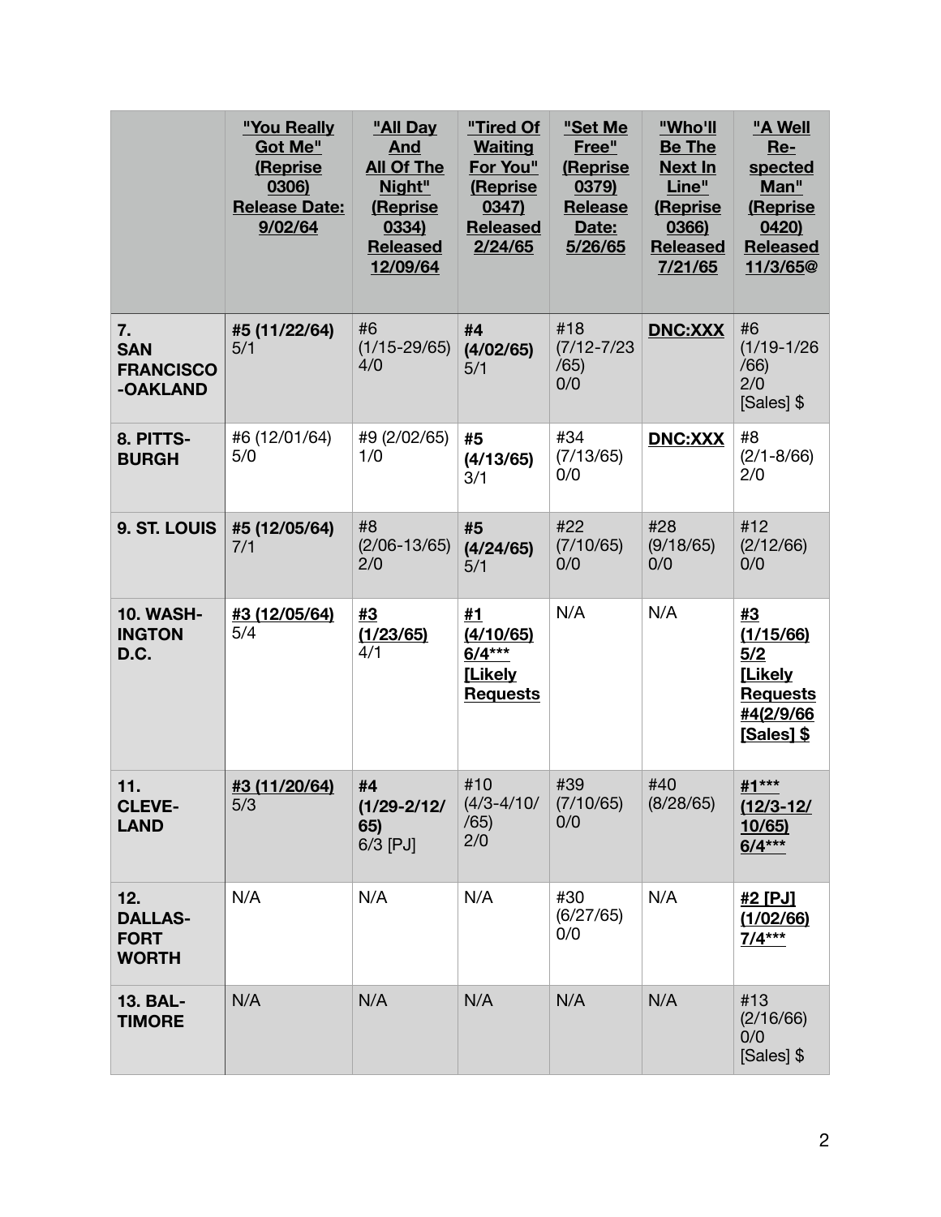| | **"You Really Got Me" (Reprise 0306) Release Date: 9/02/64** | **"All Day And All Of The Night" (Reprise 0334) Released 12/09/64** | **"Tired Of Waiting For You" (Reprise 0347) Released 2/24/65** | **"Set Me Free" (Reprise 0379) Release Date: 5/26/65** | **"Who'll Be The Next In Line" (Reprise 0366) Released 7/21/65** | **"A Well Re-spected Man" (Reprise 0420) Released 11/3/65@** |
|---|---|---|---|---|---|---|
| **7. SAN FRANCISCO-OAKLAND** | **#5 (11/22/64)** 5/1 | #6 (1/15-29/65) 4/0 | **#4 (4/02/65)** 5/1 | #18 (7/12-7/23/65) 0/0 | **DNC:XXX** | #6 (1/19-1/26/66) 2/0 [Sales] $ |
| **8. PITTS-BURGH** | #6 (12/01/64) 5/0 | #9 (2/02/65) 1/0 | **#5 (4/13/65)** 3/1 | #34 (7/13/65) 0/0 | **DNC:XXX** | #8 (2/1-8/66) 2/0 |
| **9. ST. LOUIS** | **#5 (12/05/64)** 7/1 | #8 (2/06-13/65) 2/0 | **#5 (4/24/65)** 5/1 | #22 (7/10/65) 0/0 | #28 (9/18/65) 0/0 | #12 (2/12/66) 0/0 |
| **10. WASH-INGTON D.C.** | **#3 (12/05/64)** 5/4 | **#3 (1/23/65)** 4/1 | **#1 (4/10/65) 6/4*** [Likely Requests** | N/A | N/A | **#3 (1/15/66) 5/2 [Likely Requests #4(2/9/66 [Sales] $** |
| **11. CLEVE-LAND** | **#3 (11/20/64)** 5/3 | **#4 (1/29-2/12/65)** 6/3 [PJ] | #10 (4/3-4/10/65) 2/0 | #39 (7/10/65) 0/0 | #40 (8/28/65) | **#1*** (12/3-12/10/65) 6/4*** |
| **12. DALLAS-FORT WORTH** | N/A | N/A | N/A | #30 (6/27/65) 0/0 | N/A | **#2 [PJ] (1/02/66) 7/4*** |
| **13. BAL-TIMORE** | N/A | N/A | N/A | N/A | N/A | #13 (2/16/66) 0/0 [Sales] $ |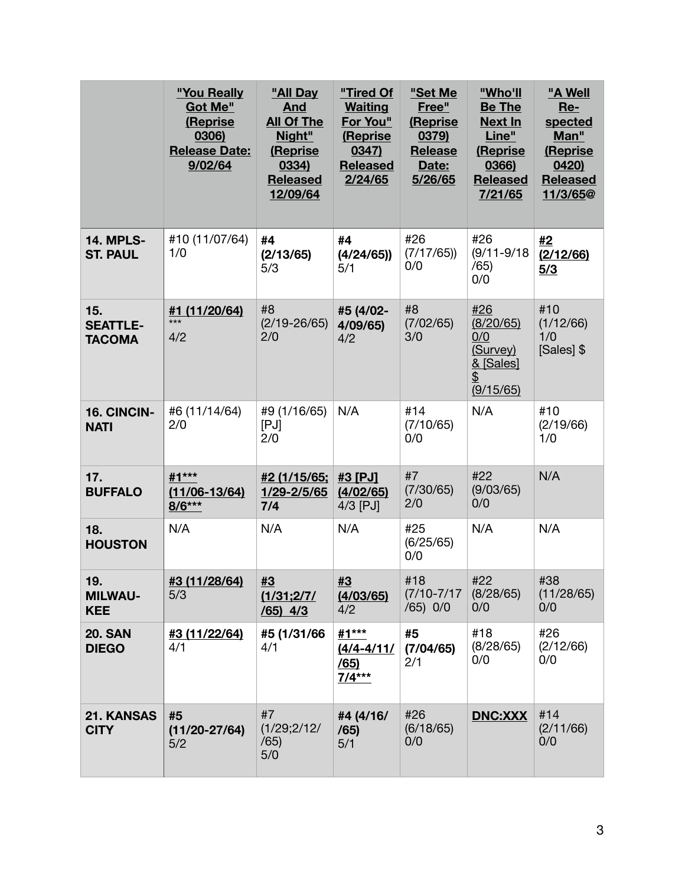| | **"You Really Got Me" (Reprise 0306) Release Date: 9/02/64** | **"All Day And All Of The Night" (Reprise 0334) Released 12/09/64** | **"Tired Of Waiting For You" (Reprise 0347) Released 2/24/65** | **"Set Me Free" (Reprise 0379) Release Date: 5/26/65** | **"Who'll Be The Next In Line" (Reprise 0366) Released 7/21/65** | **"A Well Re-spected Man" (Reprise 0420) Released 11/3/65@** |
|---|---|---|---|---|---|---|
| **14. MPLS-ST. PAUL** | #10 (11/07/64) 1/0 | **#4 (2/13/65) 5/3** | **#4 (4/24/65)) 5/1** | #26 (7/17/65)) 0/0 | #26 (9/11-9/18/65) 0/0 | **#2 (2/12/66) 5/3** |
| **15. SEATTLE-TACOMA** | **#1 (11/20/64)** *** 4/2 | #8 (2/19-26/65) 2/0 | **#5 (4/02-4/09/65)** 4/2 | #8 (7/02/65) 3/0 | #26 (8/20/65) 0/0 (Survey) & [Sales] $ (9/15/65) | #10 (1/12/66) 1/0 [Sales] $ |
| **16. CINCIN-NATI** | #6 (11/14/64) 2/0 | #9 (1/16/65) [PJ] 2/0 | N/A | #14 (7/10/65) 0/0 | N/A | #10 (2/19/66) 1/0 |
| **17. BUFFALO** | **#1*** (11/06-13/64) 8/6*** | **#2 (1/15/65; 1/29-2/5/65 7/4** | **#3 [PJ] (4/02/65)** 4/3 [PJ] | #7 (7/30/65) 2/0 | #22 (9/03/65) 0/0 | N/A |
| **18. HOUSTON** | N/A | N/A | N/A | #25 (6/25/65) 0/0 | N/A | N/A |
| **19. MILWAU-KEE** | **#3 (11/28/64)** 5/3 | **#3 (1/31;2/7/65) 4/3** | **#3 (4/03/65)** 4/2 | #18 (7/10-7/17/65) 0/0 | #22 (8/28/65) 0/0 | #38 (11/28/65) 0/0 |
| **20. SAN DIEGO** | **#3 (11/22/64)** 4/1 | **#5 (1/31/66** 4/1 | **#1*** (4/4-4/11/65) 7/4*** | **#5 (7/04/65)** 2/1 | #18 (8/28/65) 0/0 | #26 (2/12/66) 0/0 |
| **21. KANSAS CITY** | **#5 (11/20-27/64)** 5/2 | #7 (1/29;2/12/65) 5/0 | **#4 (4/16/65)** 5/1 | #26 (6/18/65) 0/0 | **DNC:XXX** | #14 (2/11/66) 0/0 |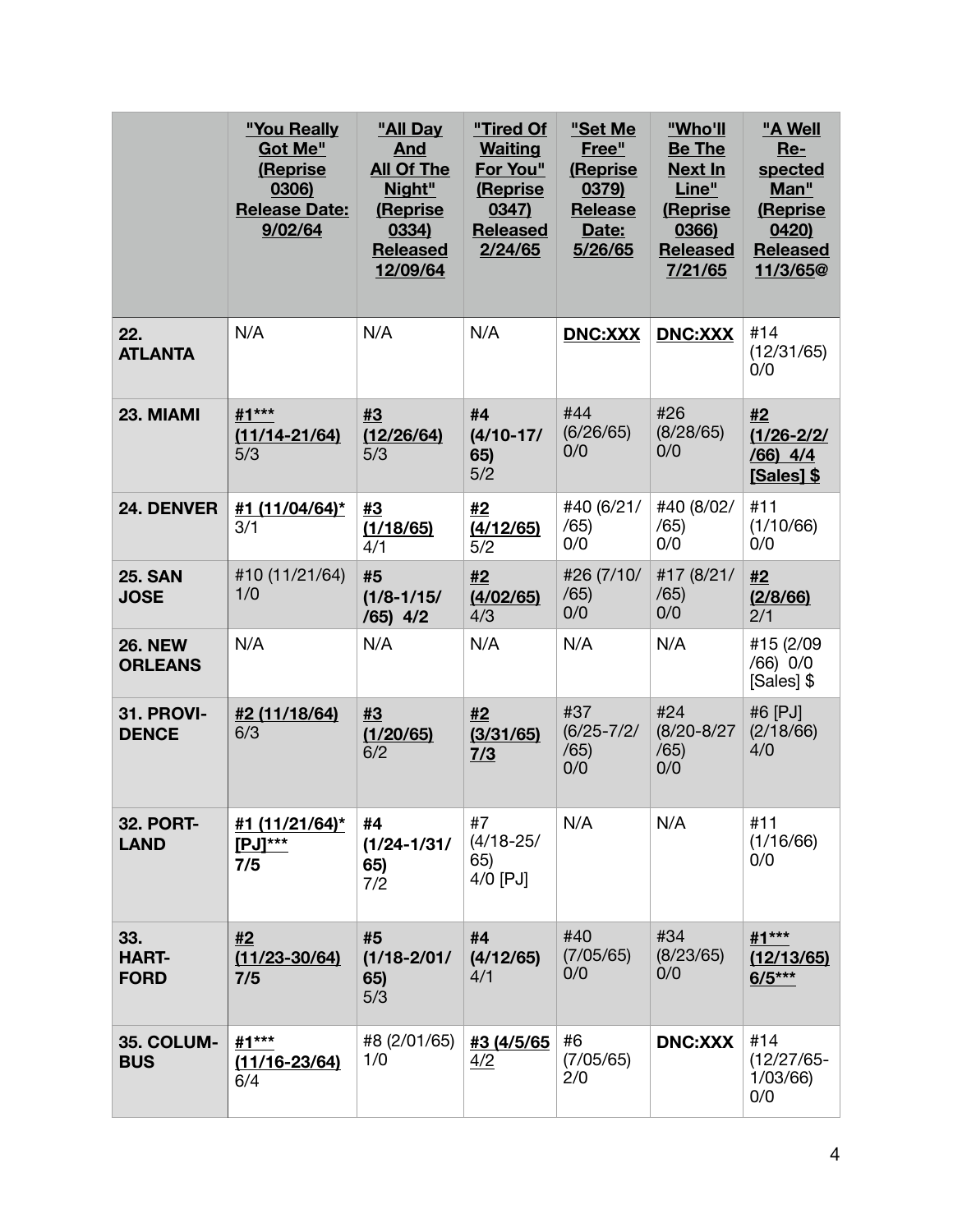| | "You Really Got Me" (Reprise 0306) Release Date: 9/02/64 | "All Day And All Of The Night" (Reprise 0334) Released 12/09/64 | "Tired Of Waiting For You" (Reprise 0347) Released 2/24/65 | "Set Me Free" (Reprise 0379) Release Date: 5/26/65 | "Who'll Be The Next In Line" (Reprise 0366) Released 7/21/65 | "A Well Re-spected Man" (Reprise 0420) Released 11/3/65@ |
|---|---|---|---|---|---|---|
| **22. ATLANTA** | N/A | N/A | N/A | **DNC:XXX** | **DNC:XXX** | #14 (12/31/65) 0/0 |
| **23. MIAMI** | **#1*** (11/14-21/64)** 5/3 | **#3 (12/26/64)** 5/3 | **#4 (4/10-17/65)** 5/2 | #44 (6/26/65) 0/0 | #26 (8/28/65) 0/0 | **#2 (1/26-2/2/66) 4/4 [Sales] $** |
| **24. DENVER** | **#1 (11/04/64)*** 3/1 | **#3 (1/18/65)** 4/1 | **#2 (4/12/65)** 5/2 | #40 (6/21/65) 0/0 | #40 (8/02/65) 0/0 | #11 (1/10/66) 0/0 |
| **25. SAN JOSE** | #10 (11/21/64) 1/0 | **#5 (1/8-1/15/65) 4/2** | **#2 (4/02/65)** 4/3 | #26 (7/10/65) 0/0 | #17 (8/21/65) 0/0 | **#2 (2/8/66)** 2/1 |
| **26. NEW ORLEANS** | N/A | N/A | N/A | N/A | N/A | #15 (2/09/66) 0/0 [Sales] $ |
| **31. PROVI-DENCE** | **#2 (11/18/64)** 6/3 | **#3 (1/20/65)** 6/2 | **#2 (3/31/65) 7/3** | #37 (6/25-7/2/65) 0/0 | #24 (8/20-8/27/65) 0/0 | #6 [PJ] (2/18/66) 4/0 |
| **32. PORT-LAND** | **#1 (11/21/64)* [PJ]*** 7/5** | **#4 (1/24-1/31/65)** 7/2 | #7 (4/18-25/65) 4/0 [PJ] | N/A | N/A | #11 (1/16/66) 0/0 |
| **33. HART-FORD** | **#2 (11/23-30/64) 7/5** | **#5 (1/18-2/01/65)** 5/3 | **#4 (4/12/65)** 4/1 | #40 (7/05/65) 0/0 | #34 (8/23/65) 0/0 | **#1*** (12/13/65) 6/5*** |
| **35. COLUM-BUS** | **#1*** (11/16-23/64)** 6/4 | #8 (2/01/65) 1/0 | **#3 (4/5/65 4/2** | #6 (7/05/65) 2/0 | **DNC:XXX** | #14 (12/27/65-1/03/66) 0/0 |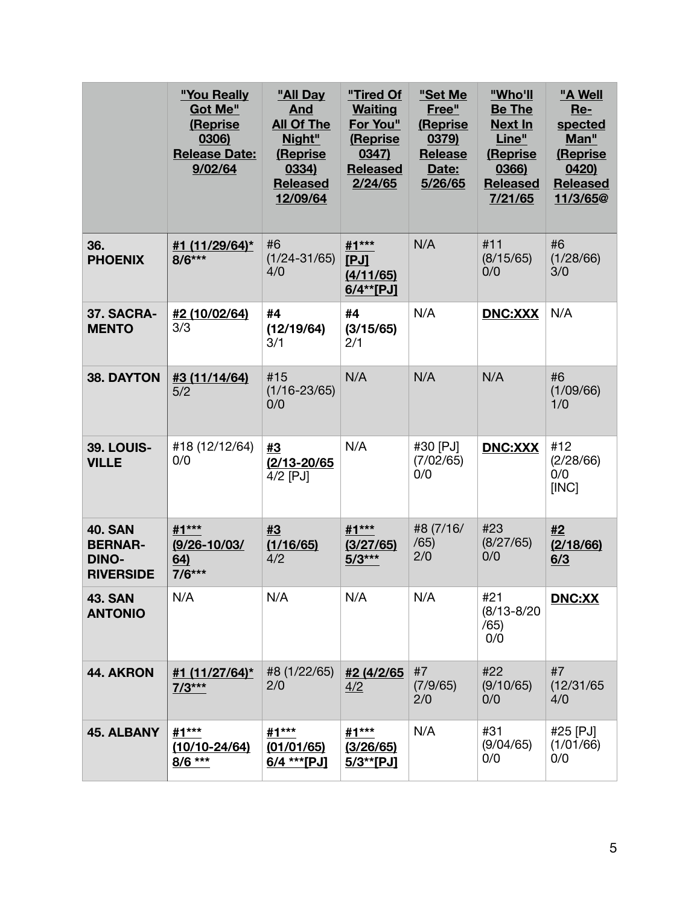| | **"You Really Got Me" (Reprise 0306) Release Date: 9/02/64** | **"All Day And All Of The Night" (Reprise 0334) Released 12/09/64** | **"Tired Of Waiting For You" (Reprise 0347) Released 2/24/65** | **"Set Me Free" (Reprise 0379) Release Date: 5/26/65** | **"Who'll Be The Next In Line" (Reprise 0366) Released 7/21/65** | **"A Well Re-spected Man" (Reprise 0420) Released 11/3/65@** |
|---|---|---|---|---|---|---|
| **36. PHOENIX** | **#1 (11/29/64)* 8/6*** ** | #6 (1/24-31/65) 4/0 | **#1*** [PJ] (4/11/65) 6/4**[PJ]** | N/A | #11 (8/15/65) 0/0 | #6 (1/28/66) 3/0 |
| **37. SACRA-MENTO** | **#2 (10/02/64)** 3/3 | **#4 (12/19/64)** 3/1 | **#4 (3/15/65)** 2/1 | N/A | **DNC:XXX** | N/A |
| **38. DAYTON** | **#3 (11/14/64)** 5/2 | #15 (1/16-23/65) 0/0 | N/A | N/A | N/A | #6 (1/09/66) 1/0 |
| **39. LOUIS-VILLE** | #18 (12/12/64) 0/0 | **#3 (2/13-20/65** 4/2 [PJ] | N/A | #30 [PJ] (7/02/65) 0/0 | **DNC:XXX** | #12 (2/28/66) 0/0 [INC] |
| **40. SAN BERNAR-DINO-RIVERSIDE** | **#1*** (9/26-10/03/64) 7/6*** ** | **#3 (1/16/65)** 4/2 | **#1*** (3/27/65) 5/3*** ** | #8 (7/16/65) 2/0 | #23 (8/27/65) 0/0 | **#2 (2/18/66) 6/3** |
| **43. SAN ANTONIO** | N/A | N/A | N/A | N/A | #21 (8/13-8/20/65) 0/0 | **DNC:XX** |
| **44. AKRON** | **#1 (11/27/64)* 7/3*** ** | #8 (1/22/65) 2/0 | **#2 (4/2/65 4/2** | #7 (7/9/65) 2/0 | #22 (9/10/65) 0/0 | #7 (12/31/65 4/0 |
| **45. ALBANY** | **#1*** (10/10-24/64) 8/6 *** ** | **#1*** (01/01/65) 6/4 ***[PJ]** | **#1*** (3/26/65) 5/3**[PJ]** | N/A | #31 (9/04/65) 0/0 | #25 [PJ] (1/01/66) 0/0 |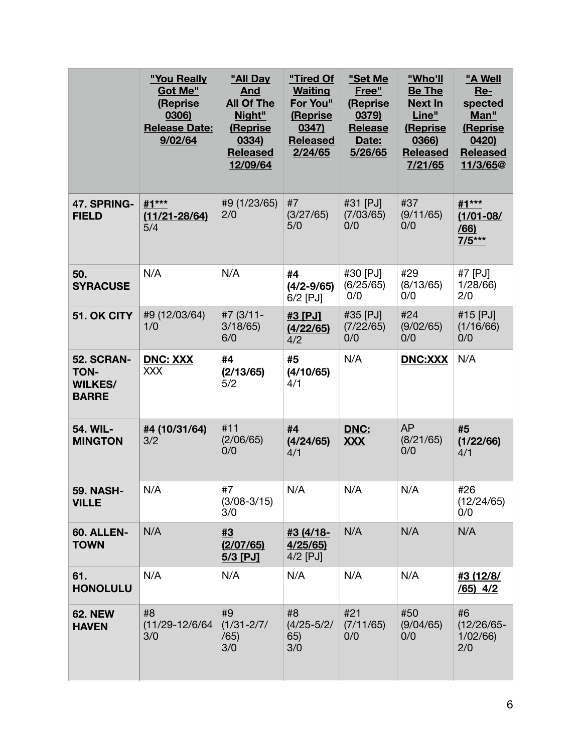| | **"You Really Got Me" (Reprise 0306) Release Date: 9/02/64** | **"All Day And All Of The Night" (Reprise 0334) Released 12/09/64** | **"Tired Of Waiting For You" (Reprise 0347) Released 2/24/65** | **"Set Me Free" (Reprise 0379) Release Date: 5/26/65** | **"Who'll Be The Next In Line" (Reprise 0366) Released 7/21/65** | **"A Well Re-spected Man" (Reprise 0420) Released 11/3/65@** |
|---|---|---|---|---|---|---|
| **47. SPRING-FIELD** | **#1*** (11/21-28/64)** 5/4 | #9 (1/23/65) 2/0 | #7 (3/27/65) 5/0 | #31 [PJ] (7/03/65) 0/0 | #37 (9/11/65) 0/0 | **#1*** (1/01-08/ /66) 7/5*** ** |
| **50. SYRACUSE** | N/A | N/A | **#4 (4/2-9/65)** 6/2 [PJ] | #30 [PJ] (6/25/65) 0/0 | #29 (8/13/65) 0/0 | #7 [PJ] 1/28/66) 2/0 |
| **51. OK CITY** | #9 (12/03/64) 1/0 | #7 (3/11-3/18/65) 6/0 | **#3 [PJ] (4/22/65)** 4/2 | #35 [PJ] (7/22/65) 0/0 | #24 (9/02/65) 0/0 | #15 [PJ] (1/16/66) 0/0 |
| **52. SCRAN-TON-WILKES/ BARRE** | **DNC: XXX** XXX | **#4 (2/13/65)** 5/2 | **#5 (4/10/65)** 4/1 | N/A | **DNC:XXX** | N/A |
| **54. WIL-MINGTON** | **#4 (10/31/64)** 3/2 | #11 (2/06/65) 0/0 | **#4 (4/24/65)** 4/1 | **DNC: XXX** | AP (8/21/65) 0/0 | **#5 (1/22/66)** 4/1 |
| **59. NASH-VILLE** | N/A | #7 (3/08-3/15) 3/0 | N/A | N/A | N/A | #26 (12/24/65) 0/0 |
| **60. ALLEN-TOWN** | N/A | **#3 (2/07/65) 5/3 [PJ]** | **#3 (4/18-4/25/65)** 4/2 [PJ] | N/A | N/A | N/A |
| **61. HONOLULU** | N/A | N/A | N/A | N/A | N/A | **#3 (12/8/ /65) 4/2** |
| **62. NEW HAVEN** | #8 (11/29-12/6/64 3/0 | #9 (1/31-2/7/ /65) 3/0 | #8 (4/25-5/2/ 65) 3/0 | #21 (7/11/65) 0/0 | #50 (9/04/65) 0/0 | #6 (12/26/65-1/02/66) 2/0 |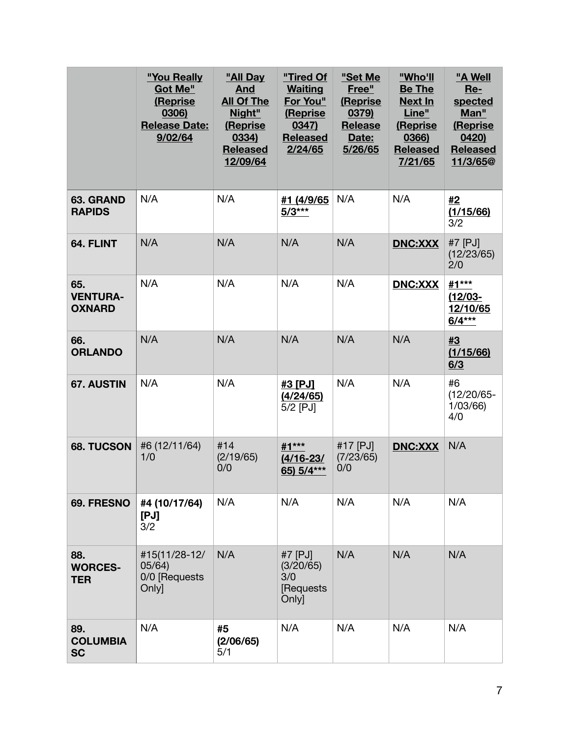| | "You Really Got Me" (Reprise 0306) Release Date: 9/02/64 | "All Day And All Of The Night" (Reprise 0334) Released 12/09/64 | "Tired Of Waiting For You" (Reprise 0347) Released 2/24/65 | "Set Me Free" (Reprise 0379) Release Date: 5/26/65 | "Who'll Be The Next In Line" (Reprise 0366) Released 7/21/65 | "A Well Re-spected Man" (Reprise 0420) Released 11/3/65@ |
|---|---|---|---|---|---|---|
| **63. GRAND RAPIDS** | N/A | N/A | **#1 (4/9/65 5/3*****| N/A | N/A | **#2 (1/15/66)** 3/2 |
| **64. FLINT** | N/A | N/A | N/A | N/A | **DNC:XXX** | #7 [PJ] (12/23/65) 2/0 |
| **65. VENTURA-OXNARD** | N/A | N/A | N/A | N/A | **DNC:XXX** | **#1*** (12/03-12/10/65 6/4***** |
| **66. ORLANDO** | N/A | N/A | N/A | N/A | N/A | **#3 (1/15/66) 6/3** |
| **67. AUSTIN** | N/A | N/A | **#3 [PJ] (4/24/65)** 5/2 [PJ] | N/A | N/A | #6 (12/20/65-1/03/66) 4/0 |
| **68. TUCSON** | #6 (12/11/64) 1/0 | #14 (2/19/65) 0/0 | **#1*** (4/16-23/65) 5/4***** | #17 [PJ] (7/23/65) 0/0 | **DNC:XXX** | N/A |
| **69. FRESNO** | **#4 (10/17/64) [PJ]** 3/2 | N/A | N/A | N/A | N/A | N/A |
| **88. WORCES-TER** | #15(11/28-12/05/64) 0/0 [Requests Only] | N/A | #7 [PJ] (3/20/65) 3/0 [Requests Only] | N/A | N/A | N/A |
| **89. COLUMBIA SC** | N/A | **#5 (2/06/65)** 5/1 | N/A | N/A | N/A | N/A |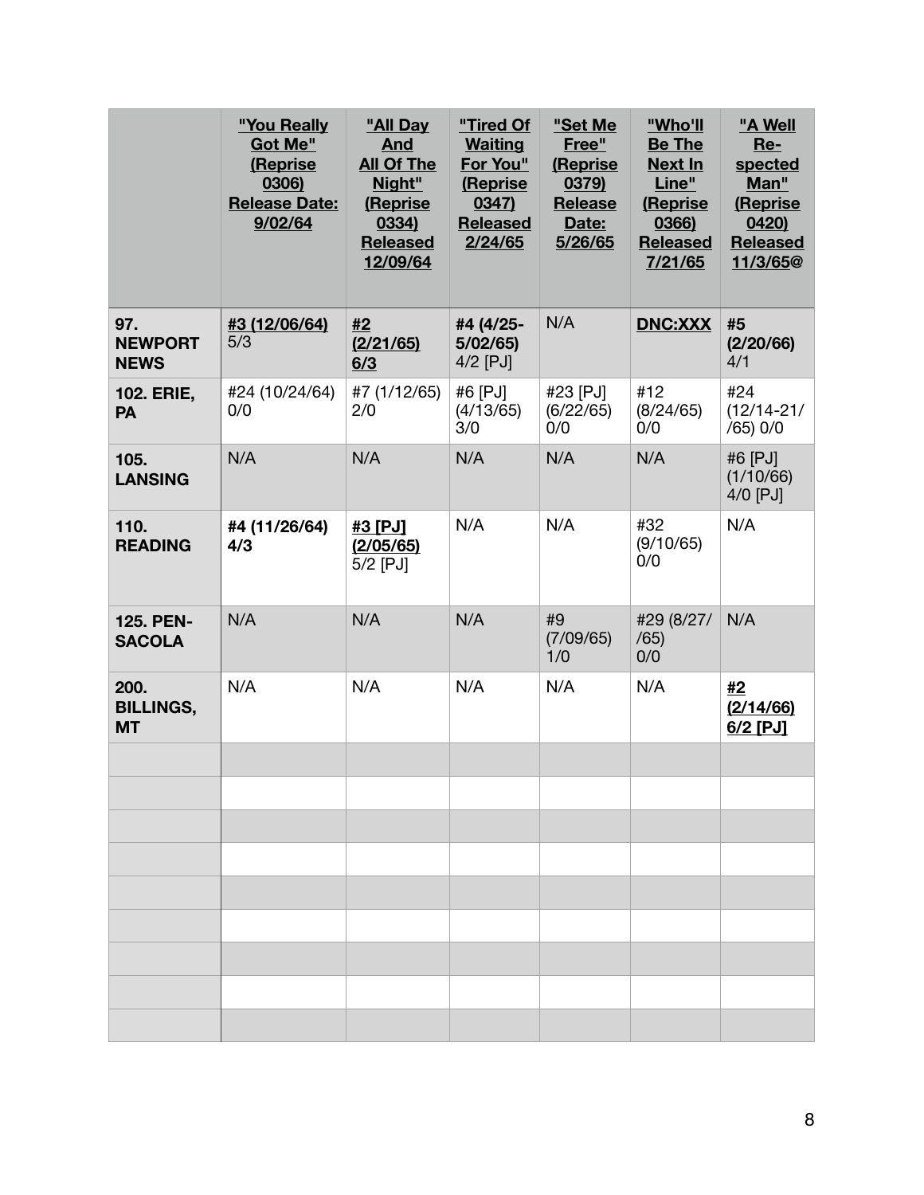| | **"You Really Got Me" (Reprise 0306) Release Date: 9/02/64** | **"All Day And All Of The Night" (Reprise 0334) Released 12/09/64** | **"Tired Of Waiting For You" (Reprise 0347) Released 2/24/65** | **"Set Me Free" (Reprise 0379) Release Date: 5/26/65** | **"Who'll Be The Next In Line" (Reprise 0366) Released 7/21/65** | **"A Well Re-spected Man" (Reprise 0420) Released 11/3/65@** |
|---|---|---|---|---|---|---|
| **97. NEWPORT NEWS** | **#3 (12/06/64)** 5/3 | **#2 (2/21/65) 6/3** | **#4 (4/25-5/02/65)** 4/2 [PJ] | N/A | **DNC:XXX** | **#5 (2/20/66)** 4/1 |
| **102. ERIE, PA** | #24 (10/24/64) 0/0 | #7 (1/12/65) 2/0 | #6 [PJ] (4/13/65) 3/0 | #23 [PJ] (6/22/65) 0/0 | #12 (8/24/65) 0/0 | #24 (12/14-21/ /65) 0/0 |
| **105. LANSING** | N/A | N/A | N/A | N/A | N/A | #6 [PJ] (1/10/66) 4/0 [PJ] |
| **110. READING** | **#4 (11/26/64) 4/3** | **#3 [PJ] (2/05/65)** 5/2 [PJ] | N/A | N/A | #32 (9/10/65) 0/0 | N/A |
| **125. PEN-SACOLA** | N/A | N/A | N/A | #9 (7/09/65) 1/0 | #29 (8/27/ /65) 0/0 | N/A |
| **200. BILLINGS, MT** | N/A | N/A | N/A | N/A | N/A | **#2 (2/14/66) 6/2 [PJ]** |
| | | | | | | |
| | | | | | | |
| | | | | | | |
| | | | | | | |
| | | | | | | |
| | | | | | | |
| | | | | | | |
| | | | | | | |
| | | | | | | |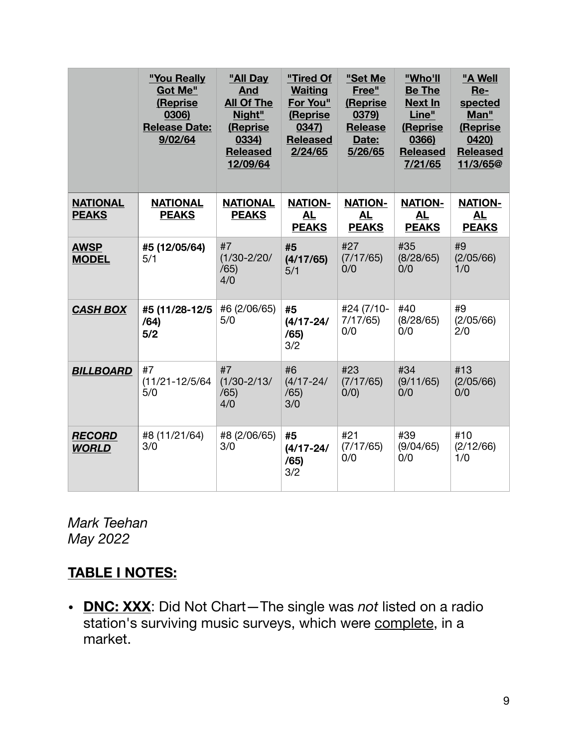| | **"You Really Got Me" (Reprise 0306) Release Date: 9/02/64** | **"All Day And All Of The Night" (Reprise 0334) Released 12/09/64** | **"Tired Of Waiting For You" (Reprise 0347) Released 2/24/65** | **"Set Me Free" (Reprise 0379) Release Date: 5/26/65** | **"Who'll Be The Next In Line" (Reprise 0366) Released 7/21/65** | **"A Well Re-spected Man" (Reprise 0420) Released 11/3/65@** |
|---|---|---|---|---|---|---|
| **NATIONAL PEAKS** | **NATIONAL PEAKS** | **NATIONAL PEAKS** | **NATION-AL PEAKS** | **NATION-AL PEAKS** | **NATION-AL PEAKS** | **NATION-AL PEAKS** |
| **AWSP MODEL** | **#5 (12/05/64)** 5/1 | #7 (1/30-2/20/ /65) 4/0 | **#5 (4/17/65)** 5/1 | #27 (7/17/65) 0/0 | #35 (8/28/65) 0/0 | #9 (2/05/66) 1/0 |
| ***CASH BOX*** | **#5 (11/28-12/5 /64) 5/2** | #6 (2/06/65) 5/0 | **#5 (4/17-24/ /65)** 3/2 | #24 (7/10-7/17/65) 0/0 | #40 (8/28/65) 0/0 | #9 (2/05/66) 2/0 |
| ***BILLBOARD*** | #7 (11/21-12/5/64 5/0 | #7 (1/30-2/13/ /65) 4/0 | #6 (4/17-24/ /65) 3/0 | #23 (7/17/65) 0/0) | #34 (9/11/65) 0/0 | #13 (2/05/66) 0/0 |
| ***RECORD WORLD*** | #8 (11/21/64) 3/0 | #8 (2/06/65) 3/0 | **#5 (4/17-24/ /65)** 3/2 | #21 (7/17/65) 0/0 | #39 (9/04/65) 0/0 | #10 (2/12/66) 1/0 |

*Mark Teehan*
*May 2022*

## TABLE I NOTES:

- **DNC: XXX**: Did Not Chart—The single was *not* listed on a radio station's surviving music surveys, which were complete, in a market.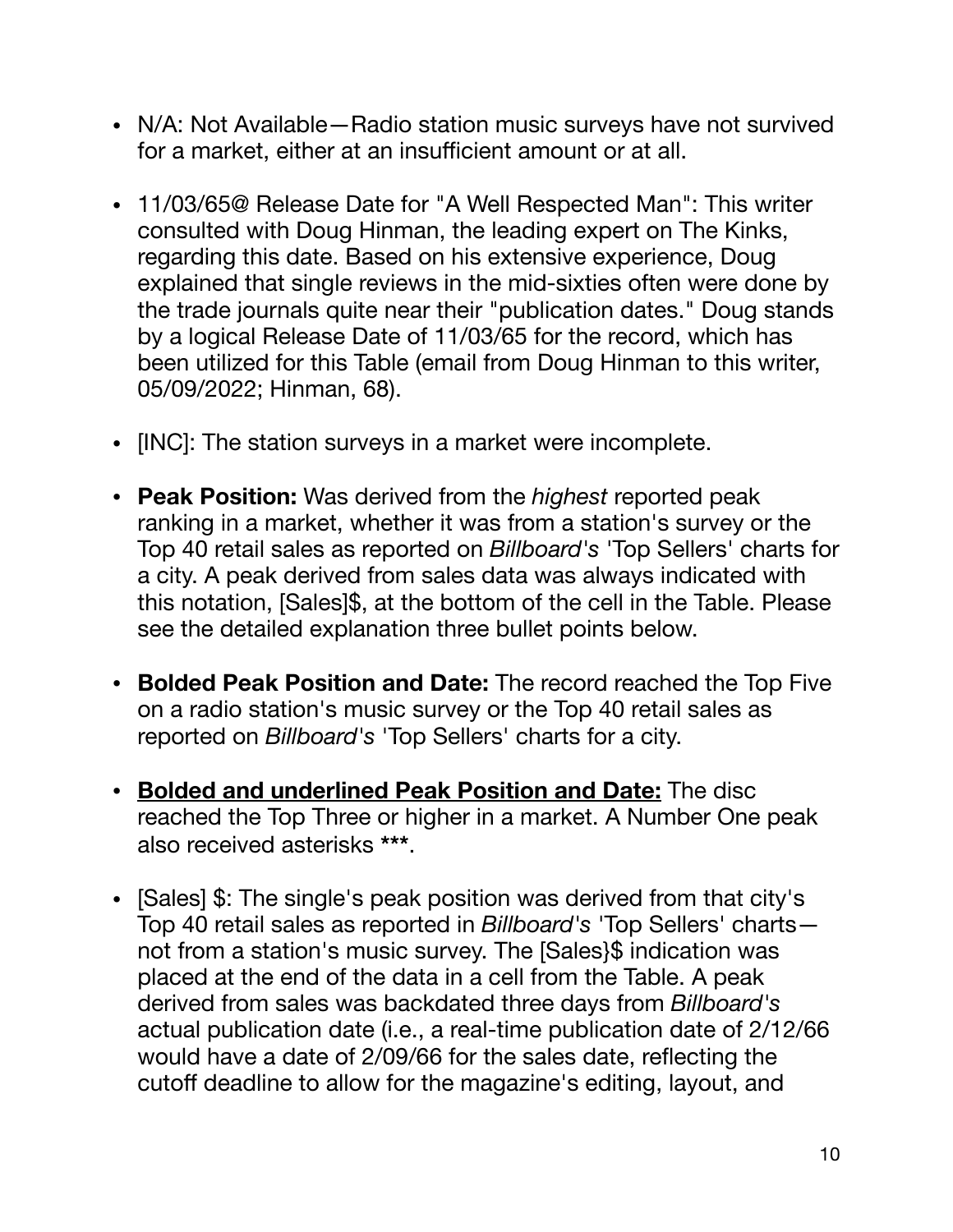- N/A: Not Available—Radio station music surveys have not survived for a market, either at an insufficient amount or at all.

- 11/03/65@ Release Date for "A Well Respected Man": This writer consulted with Doug Hinman, the leading expert on The Kinks, regarding this date. Based on his extensive experience, Doug explained that single reviews in the mid-sixties often were done by the trade journals quite near their "publication dates." Doug stands by a logical Release Date of 11/03/65 for the record, which has been utilized for this Table (email from Doug Hinman to this writer, 05/09/2022; Hinman, 68).

- [INC]: The station surveys in a market were incomplete.

- **Peak Position:** Was derived from the *highest* reported peak ranking in a market, whether it was from a station's survey or the Top 40 retail sales as reported on *Billboard's* 'Top Sellers' charts for a city. A peak derived from sales data was always indicated with this notation, [Sales]$, at the bottom of the cell in the Table. Please see the detailed explanation three bullet points below.

- **Bolded Peak Position and Date:** The record reached the Top Five on a radio station's music survey or the Top 40 retail sales as reported on *Billboard's* 'Top Sellers' charts for a city.

- **<u>Bolded and underlined Peak Position and Date:</u>** The disc reached the Top Three or higher in a market. A Number One peak also received asterisks **\*\*\***.

- [Sales] $: The single's peak position was derived from that city's Top 40 retail sales as reported in *Billboard's* 'Top Sellers' charts—not from a station's music survey. The [Sales}$ indication was placed at the end of the data in a cell from the Table. A peak derived from sales was backdated three days from *Billboard's* actual publication date (i.e., a real-time publication date of 2/12/66 would have a date of 2/09/66 for the sales date, reflecting the cutoff deadline to allow for the magazine's editing, layout, and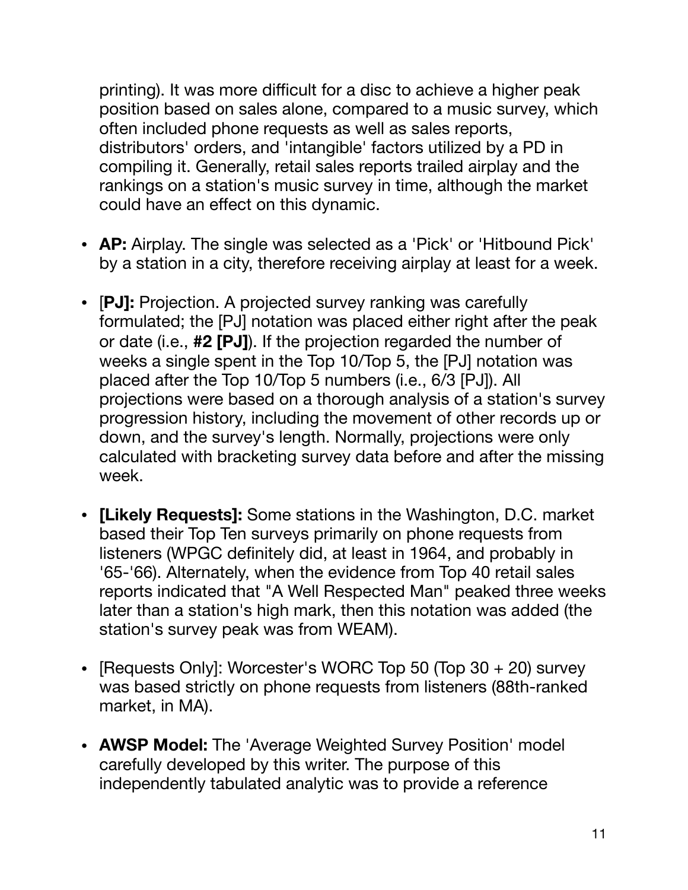printing). It was more difficult for a disc to achieve a higher peak position based on sales alone, compared to a music survey, which often included phone requests as well as sales reports, distributors' orders, and 'intangible' factors utilized by a PD in compiling it. Generally, retail sales reports trailed airplay and the rankings on a station's music survey in time, although the market could have an effect on this dynamic.

- **AP:** Airplay. The single was selected as a 'Pick' or 'Hitbound Pick' by a station in a city, therefore receiving airplay at least for a week.

- [**PJ]:** Projection. A projected survey ranking was carefully formulated; the [PJ] notation was placed either right after the peak or date (i.e., **#2 [PJ]**). If the projection regarded the number of weeks a single spent in the Top 10/Top 5, the [PJ] notation was placed after the Top 10/Top 5 numbers (i.e., 6/3 [PJ]). All projections were based on a thorough analysis of a station's survey progression history, including the movement of other records up or down, and the survey's length. Normally, projections were only calculated with bracketing survey data before and after the missing week.

- **[Likely Requests]:** Some stations in the Washington, D.C. market based their Top Ten surveys primarily on phone requests from listeners (WPGC definitely did, at least in 1964, and probably in '65-'66). Alternately, when the evidence from Top 40 retail sales reports indicated that "A Well Respected Man" peaked three weeks later than a station's high mark, then this notation was added (the station's survey peak was from WEAM).

- [Requests Only]: Worcester's WORC Top 50 (Top 30 + 20) survey was based strictly on phone requests from listeners (88th-ranked market, in MA).

- **AWSP Model:** The 'Average Weighted Survey Position' model carefully developed by this writer. The purpose of this independently tabulated analytic was to provide a reference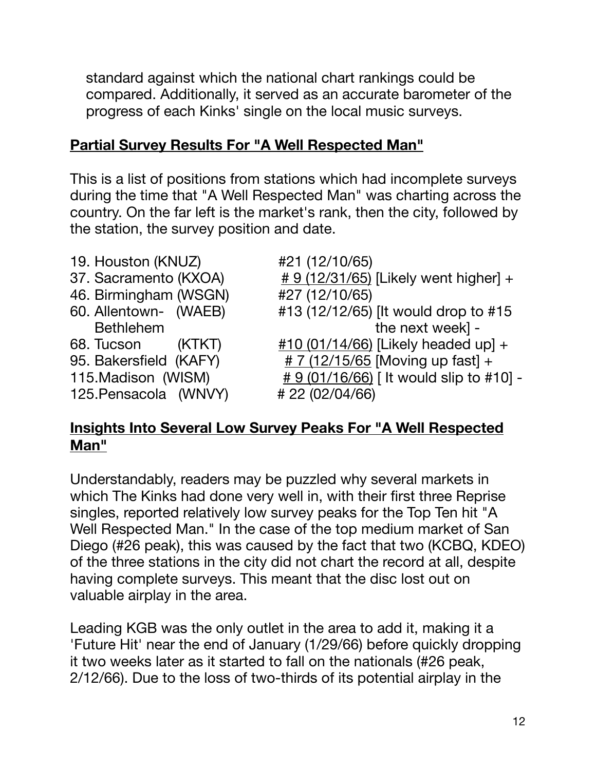standard against which the national chart rankings could be compared. Additionally, it served as an accurate barometer of the progress of each Kinks' single on the local music surveys.

## Partial Survey Results For "A Well Respected Man"

This is a list of positions from stations which had incomplete surveys during the time that "A Well Respected Man" was charting across the country. On the far left is the market's rank, then the city, followed by the station, the survey position and date.

| Market | Position |
|---|---|
| 19. Houston (KNUZ) | #21 (12/10/65) |
| 37. Sacramento (KXOA) | # 9 (12/31/65) [Likely went higher] + |
| 46. Birmingham (WSGN) | #27 (12/10/65) |
| 60. Allentown- Bethlehem (WAEB) | #13 (12/12/65) [It would drop to #15 the next week] - |
| 68. Tucson (KTKT) | #10 (01/14/66) [Likely headed up] + |
| 95. Bakersfield (KAFY) | # 7 (12/15/65 [Moving up fast] + |
| 115.Madison (WISM) | # 9 (01/16/66) [ It would slip to #10] - |
| 125.Pensacola (WNVY) | # 22 (02/04/66) |

## Insights Into Several Low Survey Peaks For "A Well Respected Man"

Understandably, readers may be puzzled why several markets in which The Kinks had done very well in, with their first three Reprise singles, reported relatively low survey peaks for the Top Ten hit "A Well Respected Man." In the case of the top medium market of San Diego (#26 peak), this was caused by the fact that two (KCBQ, KDEO) of the three stations in the city did not chart the record at all, despite having complete surveys. This meant that the disc lost out on valuable airplay in the area.

Leading KGB was the only outlet in the area to add it, making it a 'Future Hit' near the end of January (1/29/66) before quickly dropping it two weeks later as it started to fall on the nationals (#26 peak, 2/12/66). Due to the loss of two-thirds of its potential airplay in the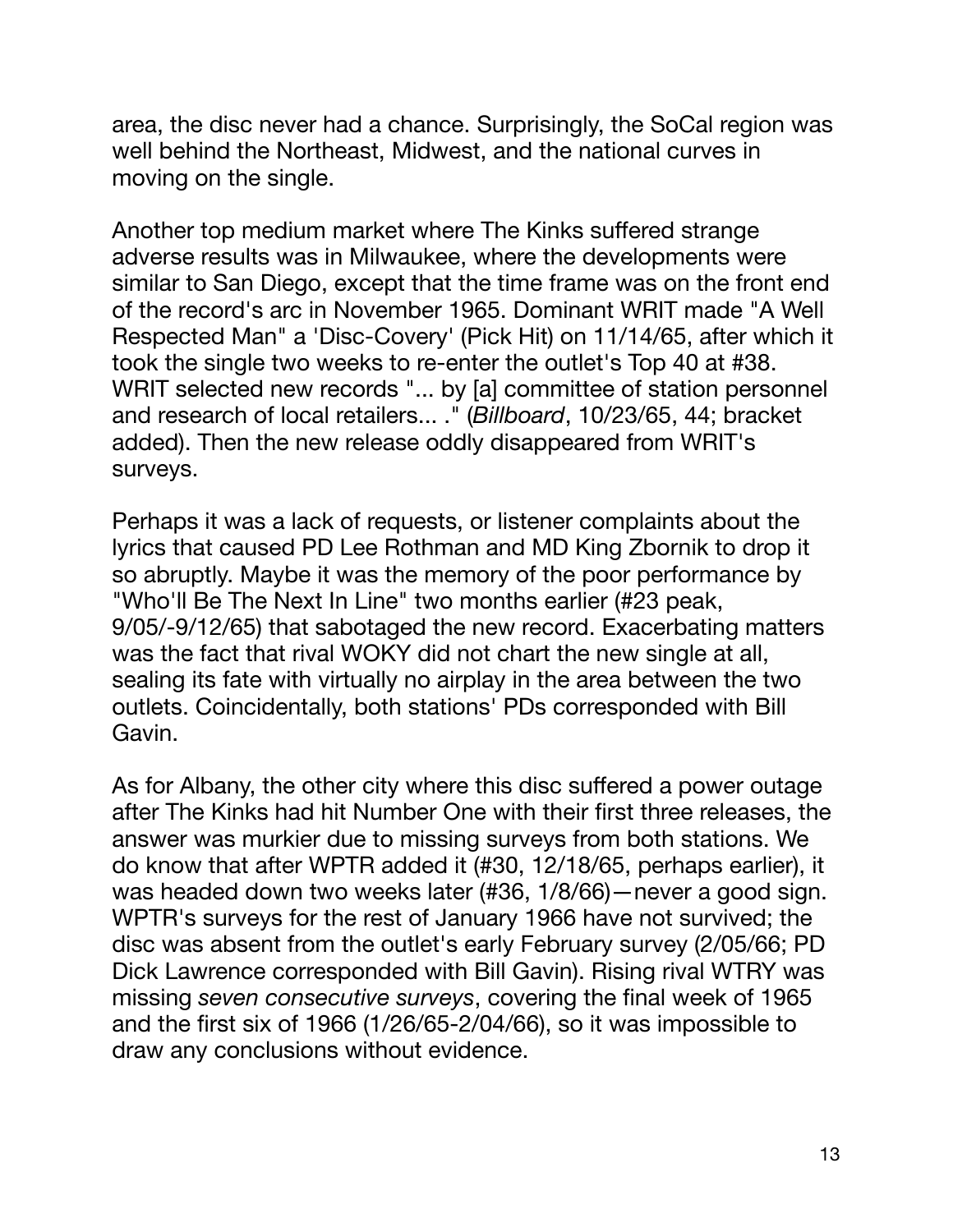area, the disc never had a chance. Surprisingly, the SoCal region was well behind the Northeast, Midwest, and the national curves in moving on the single.

Another top medium market where The Kinks suffered strange adverse results was in Milwaukee, where the developments were similar to San Diego, except that the time frame was on the front end of the record's arc in November 1965. Dominant WRIT made "A Well Respected Man" a 'Disc-Covery' (Pick Hit) on 11/14/65, after which it took the single two weeks to re-enter the outlet's Top 40 at #38. WRIT selected new records "... by [a] committee of station personnel and research of local retailers... ." (*Billboard*, 10/23/65, 44; bracket added). Then the new release oddly disappeared from WRIT's surveys.

Perhaps it was a lack of requests, or listener complaints about the lyrics that caused PD Lee Rothman and MD King Zbornik to drop it so abruptly. Maybe it was the memory of the poor performance by "Who'll Be The Next In Line" two months earlier (#23 peak, 9/05/-9/12/65) that sabotaged the new record. Exacerbating matters was the fact that rival WOKY did not chart the new single at all, sealing its fate with virtually no airplay in the area between the two outlets. Coincidentally, both stations' PDs corresponded with Bill Gavin.

As for Albany, the other city where this disc suffered a power outage after The Kinks had hit Number One with their first three releases, the answer was murkier due to missing surveys from both stations. We do know that after WPTR added it (#30, 12/18/65, perhaps earlier), it was headed down two weeks later (#36, 1/8/66)—never a good sign. WPTR's surveys for the rest of January 1966 have not survived; the disc was absent from the outlet's early February survey (2/05/66; PD Dick Lawrence corresponded with Bill Gavin). Rising rival WTRY was missing *seven consecutive surveys*, covering the final week of 1965 and the first six of 1966 (1/26/65-2/04/66), so it was impossible to draw any conclusions without evidence.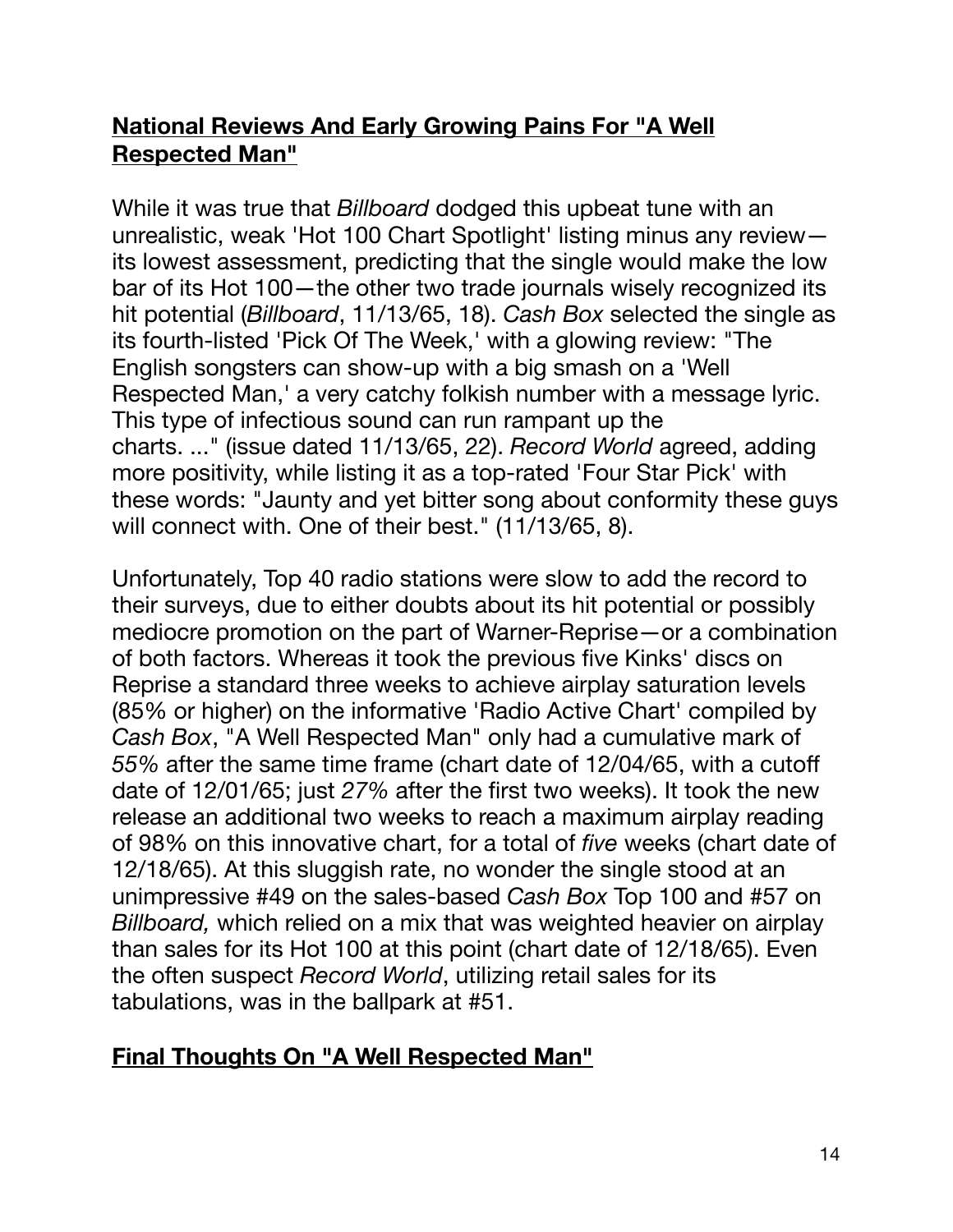## **National Reviews And Early Growing Pains For "A Well Respected Man"**

While it was true that *Billboard* dodged this upbeat tune with an unrealistic, weak 'Hot 100 Chart Spotlight' listing minus any review—its lowest assessment, predicting that the single would make the low bar of its Hot 100—the other two trade journals wisely recognized its hit potential (*Billboard*, 11/13/65, 18). *Cash Box* selected the single as its fourth-listed 'Pick Of The Week,' with a glowing review: "The English songsters can show-up with a big smash on a 'Well Respected Man,' a very catchy folkish number with a message lyric. This type of infectious sound can run rampant up the charts. ..." (issue dated 11/13/65, 22). *Record World* agreed, adding more positivity, while listing it as a top-rated 'Four Star Pick' with these words: "Jaunty and yet bitter song about conformity these guys will connect with. One of their best." (11/13/65, 8).

Unfortunately, Top 40 radio stations were slow to add the record to their surveys, due to either doubts about its hit potential or possibly mediocre promotion on the part of Warner-Reprise—or a combination of both factors. Whereas it took the previous five Kinks' discs on Reprise a standard three weeks to achieve airplay saturation levels (85% or higher) on the informative 'Radio Active Chart' compiled by *Cash Box*, "A Well Respected Man" only had a cumulative mark of *55%* after the same time frame (chart date of 12/04/65, with a cutoff date of 12/01/65; just *27%* after the first two weeks). It took the new release an additional two weeks to reach a maximum airplay reading of 98% on this innovative chart, for a total of *five* weeks (chart date of 12/18/65). At this sluggish rate, no wonder the single stood at an unimpressive #49 on the sales-based *Cash Box* Top 100 and #57 on *Billboard,* which relied on a mix that was weighted heavier on airplay than sales for its Hot 100 at this point (chart date of 12/18/65). Even the often suspect *Record World*, utilizing retail sales for its tabulations, was in the ballpark at #51.

## **Final Thoughts On "A Well Respected Man"**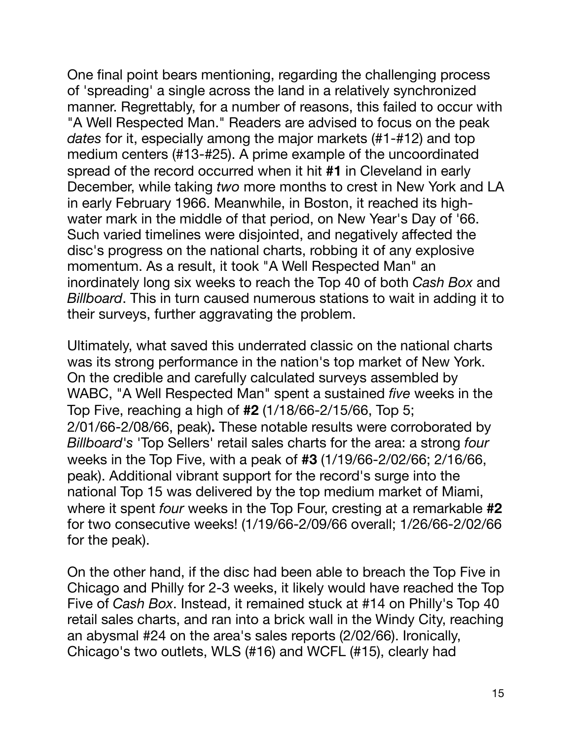One final point bears mentioning, regarding the challenging process of 'spreading' a single across the land in a relatively synchronized manner. Regrettably, for a number of reasons, this failed to occur with "A Well Respected Man." Readers are advised to focus on the peak *dates* for it, especially among the major markets (#1-#12) and top medium centers (#13-#25). A prime example of the uncoordinated spread of the record occurred when it hit **#1** in Cleveland in early December, while taking *two* more months to crest in New York and LA in early February 1966. Meanwhile, in Boston, it reached its high-water mark in the middle of that period, on New Year's Day of '66. Such varied timelines were disjointed, and negatively affected the disc's progress on the national charts, robbing it of any explosive momentum. As a result, it took "A Well Respected Man" an inordinately long six weeks to reach the Top 40 of both *Cash Box* and *Billboard*. This in turn caused numerous stations to wait in adding it to their surveys, further aggravating the problem.

Ultimately, what saved this underrated classic on the national charts was its strong performance in the nation's top market of New York. On the credible and carefully calculated surveys assembled by WABC, "A Well Respected Man" spent a sustained *five* weeks in the Top Five, reaching a high of **#2** (1/18/66-2/15/66, Top 5; 2/01/66-2/08/66, peak)**.** These notable results were corroborated by *Billboard's* 'Top Sellers' retail sales charts for the area: a strong *four* weeks in the Top Five, with a peak of **#3** (1/19/66-2/02/66; 2/16/66, peak). Additional vibrant support for the record's surge into the national Top 15 was delivered by the top medium market of Miami, where it spent *four* weeks in the Top Four, cresting at a remarkable **#2** for two consecutive weeks! (1/19/66-2/09/66 overall; 1/26/66-2/02/66 for the peak).

On the other hand, if the disc had been able to breach the Top Five in Chicago and Philly for 2-3 weeks, it likely would have reached the Top Five of *Cash Box*. Instead, it remained stuck at #14 on Philly's Top 40 retail sales charts, and ran into a brick wall in the Windy City, reaching an abysmal #24 on the area's sales reports (2/02/66). Ironically, Chicago's two outlets, WLS (#16) and WCFL (#15), clearly had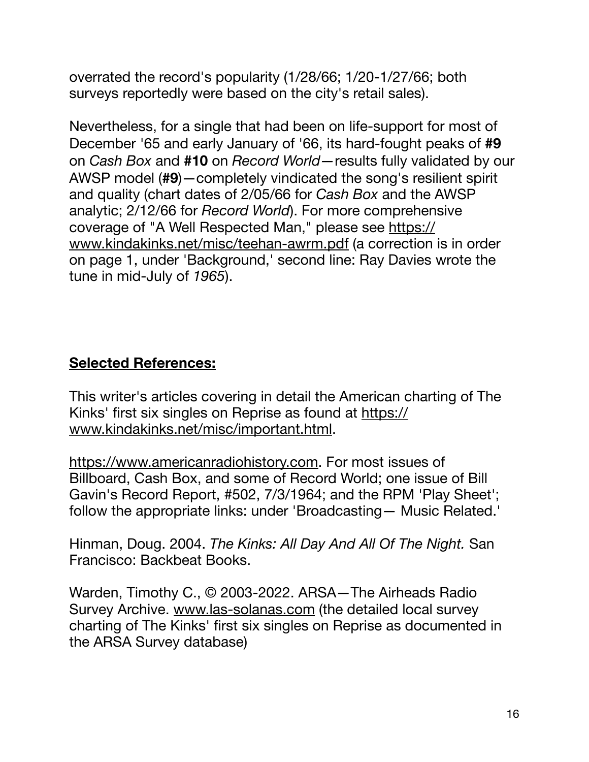overrated the record's popularity (1/28/66; 1/20-1/27/66; both surveys reportedly were based on the city's retail sales).

Nevertheless, for a single that had been on life-support for most of December '65 and early January of '66, its hard-fought peaks of **#9** on *Cash Box* and **#10** on *Record World*—results fully validated by our AWSP model (**#9**)—completely vindicated the song's resilient spirit and quality (chart dates of 2/05/66 for *Cash Box* and the AWSP analytic; 2/12/66 for *Record World*). For more comprehensive coverage of "A Well Respected Man," please see https://www.kindakinks.net/misc/teehan-awrm.pdf (a correction is in order on page 1, under 'Background,' second line: Ray Davies wrote the tune in mid-July of *1965*).

## Selected References:

This writer's articles covering in detail the American charting of The Kinks' first six singles on Reprise as found at https://www.kindakinks.net/misc/important.html.

https://www.americanradiohistory.com. For most issues of Billboard, Cash Box, and some of Record World; one issue of Bill Gavin's Record Report, #502, 7/3/1964; and the RPM 'Play Sheet'; follow the appropriate links: under 'Broadcasting— Music Related.'

Hinman, Doug. 2004. *The Kinks: All Day And All Of The Night.* San Francisco: Backbeat Books.

Warden, Timothy C., © 2003-2022. ARSA—The Airheads Radio Survey Archive. www.las-solanas.com (the detailed local survey charting of The Kinks' first six singles on Reprise as documented in the ARSA Survey database)